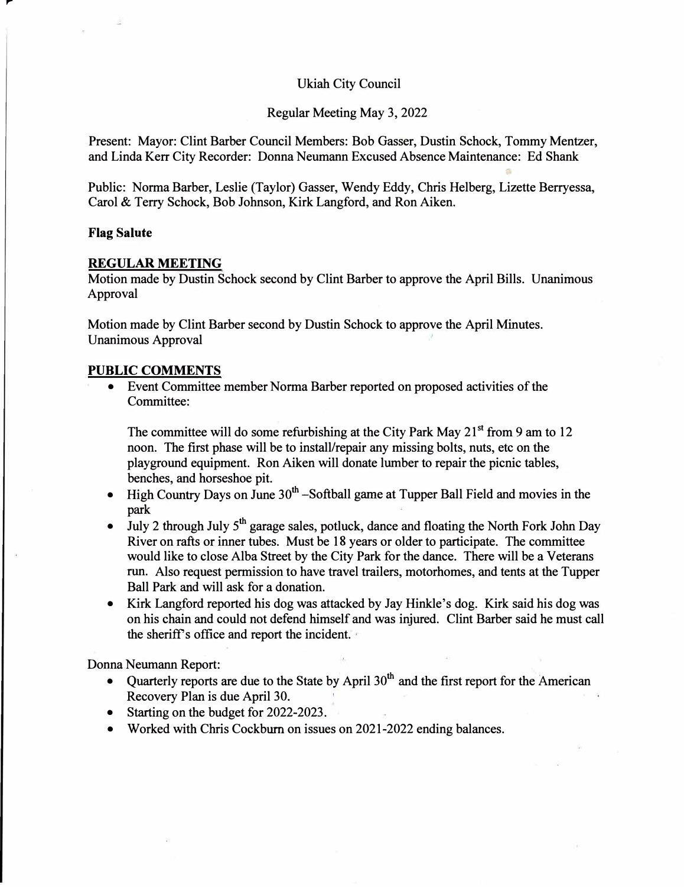Ukiah City Council

Regular Meeting May 3, 2022

Present: Mayor: Clint Barber Council Members: Bob Gasser, Dustin Schock, Tommy Mentzer, and Linda Kerr City Recorder: Donna Neumann Excused Absence Maintenance: Ed Shank

Public: Norma Barber, Leslie (Taylor) Gasser, Wendy Eddy, Chris Helberg, Lizette Berryessa, Carol & Terry Schock, Bob Johnson, Kirk Langford, and Ron Aiken.

**Flag Salute**

**REGULAR MEETING**

Motion made by Dustin Schock second by Clint Barber to approve the April Bills. Unanimous Approval

Motion made by Clint Barber second by Dustin Schock to approve the April Minutes. Unanimous Approval

**PUBLIC COMMENTS**

- Event Committee member Norma Barber reported on proposed activities of the Committee:

  The committee will do some refurbishing at the City Park May 21st from 9 am to 12 noon. The first phase will be to install/repair any missing bolts, nuts, etc on the playground equipment. Ron Aiken will donate lumber to repair the picnic tables, benches, and horseshoe pit.
- High Country Days on June 30th –Softball game at Tupper Ball Field and movies in the park
- July 2 through July 5th garage sales, potluck, dance and floating the North Fork John Day River on rafts or inner tubes. Must be 18 years or older to participate. The committee would like to close Alba Street by the City Park for the dance. There will be a Veterans run. Also request permission to have travel trailers, motorhomes, and tents at the Tupper Ball Park and will ask for a donation.
- Kirk Langford reported his dog was attacked by Jay Hinkle's dog. Kirk said his dog was on his chain and could not defend himself and was injured. Clint Barber said he must call the sheriff's office and report the incident.

Donna Neumann Report:

- Quarterly reports are due to the State by April 30th and the first report for the American Recovery Plan is due April 30.
- Starting on the budget for 2022-2023.
- Worked with Chris Cockburn on issues on 2021-2022 ending balances.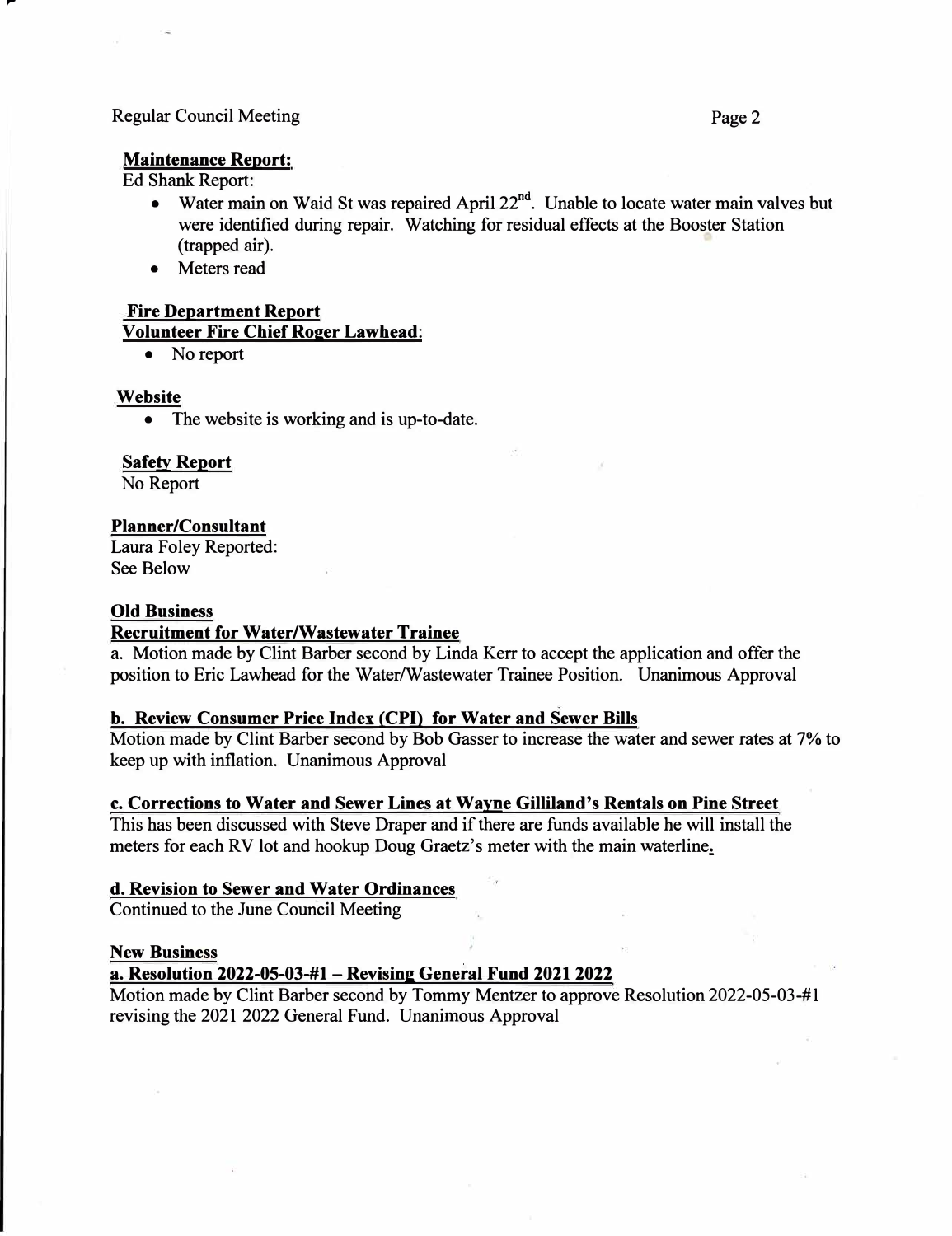**Maintenance Report:**

Ed Shank Report:

- Water main on Waid St was repaired April 22$^{nd}$. Unable to locate water main valves but were identified during repair. Watching for residual effects at the Booster Station (trapped air).
- Meters read

**Fire Department Report**

**Volunteer Fire Chief Roger Lawhead:**

- No report

**Website**

- The website is working and is up-to-date.

**Safety Report**

No Report

**Planner/Consultant**

Laura Foley Reported:
See Below

**Old Business**

**Recruitment for Water/Wastewater Trainee**

a. Motion made by Clint Barber second by Linda Kerr to accept the application and offer the position to Eric Lawhead for the Water/Wastewater Trainee Position. Unanimous Approval

**b. Review Consumer Price Index (CPI) for Water and Sewer Bills**

Motion made by Clint Barber second by Bob Gasser to increase the water and sewer rates at 7% to keep up with inflation. Unanimous Approval

**c. Corrections to Water and Sewer Lines at Wayne Gilliland's Rentals on Pine Street**

This has been discussed with Steve Draper and if there are funds available he will install the meters for each RV lot and hookup Doug Graetz's meter with the main waterline.

**d. Revision to Sewer and Water Ordinances**

Continued to the June Council Meeting

**New Business**

**a. Resolution 2022-05-03-#1 – Revising General Fund 2021 2022**

Motion made by Clint Barber second by Tommy Mentzer to approve Resolution 2022-05-03-#1 revising the 2021 2022 General Fund. Unanimous Approval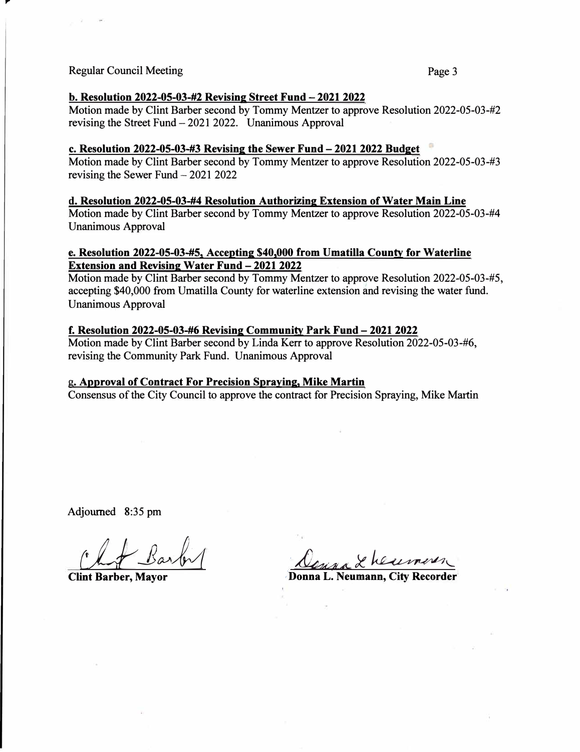**b. Resolution 2022-05-03-#2 Revising Street Fund – 2021 2022**

Motion made by Clint Barber second by Tommy Mentzer to approve Resolution 2022-05-03-#2 revising the Street Fund – 2021 2022. Unanimous Approval

**c. Resolution 2022-05-03-#3 Revising the Sewer Fund – 2021 2022 Budget**

Motion made by Clint Barber second by Tommy Mentzer to approve Resolution 2022-05-03-#3 revising the Sewer Fund – 2021 2022

**d. Resolution 2022-05-03-#4 Resolution Authorizing Extension of Water Main Line**

Motion made by Clint Barber second by Tommy Mentzer to approve Resolution 2022-05-03-#4 Unanimous Approval

**e. Resolution 2022-05-03-#5, Accepting $40,000 from Umatilla County for Waterline Extension and Revising Water Fund – 2021 2022**

Motion made by Clint Barber second by Tommy Mentzer to approve Resolution 2022-05-03-#5, accepting $40,000 from Umatilla County for waterline extension and revising the water fund. Unanimous Approval

**f. Resolution 2022-05-03-#6 Revising Community Park Fund – 2021 2022**

Motion made by Clint Barber second by Linda Kerr to approve Resolution 2022-05-03-#6, revising the Community Park Fund. Unanimous Approval

**g. Approval of Contract For Precision Spraying, Mike Martin**

Consensus of the City Council to approve the contract for Precision Spraying, Mike Martin

Adjourned 8:35 pm

**Clint Barber, Mayor**

**Donna L. Neumann, City Recorder**